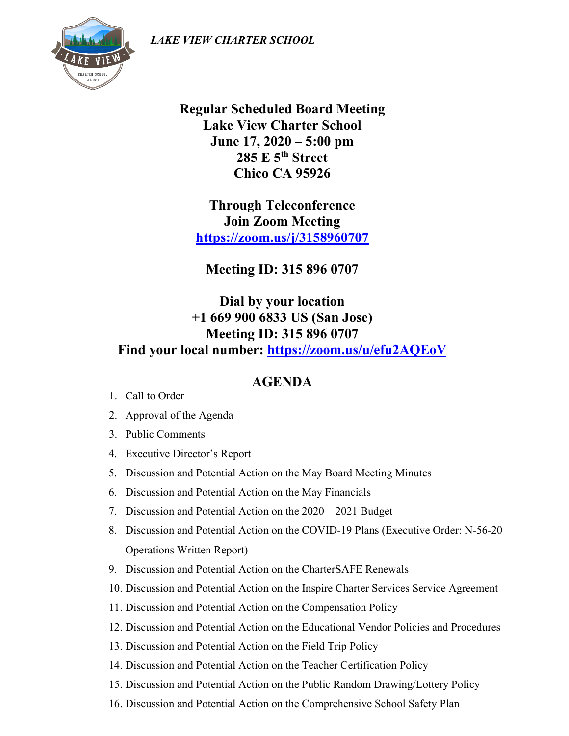*LAKE VIEW CHARTER SCHOOL*

**Regular Scheduled Board Meeting**
**Lake View Charter School**
**June 17, 2020 – 5:00 pm**
**285 E 5th Street**
**Chico CA 95926**

**Through Teleconference**
**Join Zoom Meeting**
**https://zoom.us/j/3158960707**

**Meeting ID: 315 896 0707**

**Dial by your location**
**+1 669 900 6833 US (San Jose)**
**Meeting ID: 315 896 0707**
**Find your local number: https://zoom.us/u/efu2AQEoV**

## AGENDA

1. Call to Order
2. Approval of the Agenda
3. Public Comments
4. Executive Director's Report
5. Discussion and Potential Action on the May Board Meeting Minutes
6. Discussion and Potential Action on the May Financials
7. Discussion and Potential Action on the 2020 – 2021 Budget
8. Discussion and Potential Action on the COVID-19 Plans (Executive Order: N-56-20 Operations Written Report)
9. Discussion and Potential Action on the CharterSAFE Renewals
10. Discussion and Potential Action on the Inspire Charter Services Service Agreement
11. Discussion and Potential Action on the Compensation Policy
12. Discussion and Potential Action on the Educational Vendor Policies and Procedures
13. Discussion and Potential Action on the Field Trip Policy
14. Discussion and Potential Action on the Teacher Certification Policy
15. Discussion and Potential Action on the Public Random Drawing/Lottery Policy
16. Discussion and Potential Action on the Comprehensive School Safety Plan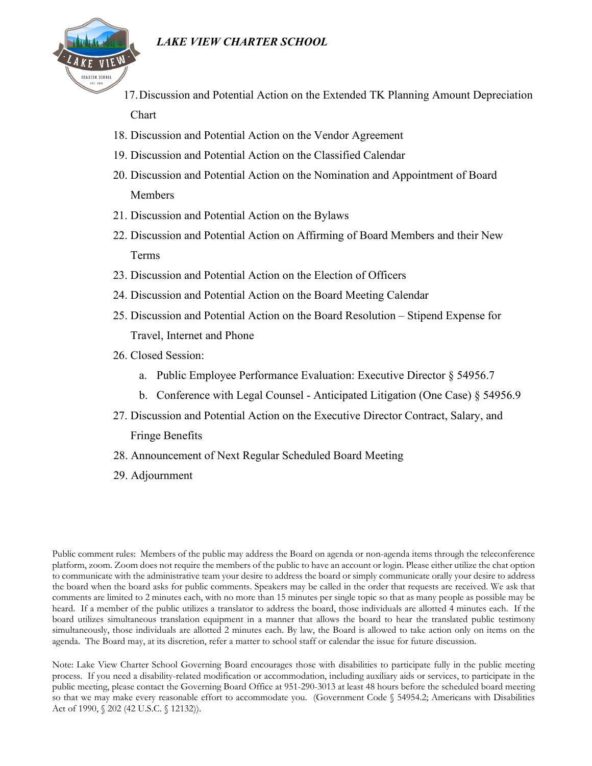17. Discussion and Potential Action on the Extended TK Planning Amount Depreciation Chart
18. Discussion and Potential Action on the Vendor Agreement
19. Discussion and Potential Action on the Classified Calendar
20. Discussion and Potential Action on the Nomination and Appointment of Board Members
21. Discussion and Potential Action on the Bylaws
22. Discussion and Potential Action on Affirming of Board Members and their New Terms
23. Discussion and Potential Action on the Election of Officers
24. Discussion and Potential Action on the Board Meeting Calendar
25. Discussion and Potential Action on the Board Resolution – Stipend Expense for Travel, Internet and Phone
26. Closed Session:
    a. Public Employee Performance Evaluation: Executive Director § 54956.7
    b. Conference with Legal Counsel - Anticipated Litigation (One Case) § 54956.9
27. Discussion and Potential Action on the Executive Director Contract, Salary, and Fringe Benefits
28. Announcement of Next Regular Scheduled Board Meeting
29. Adjournment

Public comment rules: Members of the public may address the Board on agenda or non-agenda items through the teleconference platform, zoom. Zoom does not require the members of the public to have an account or login. Please either utilize the chat option to communicate with the administrative team your desire to address the board or simply communicate orally your desire to address the board when the board asks for public comments. Speakers may be called in the order that requests are received. We ask that comments are limited to 2 minutes each, with no more than 15 minutes per single topic so that as many people as possible may be heard. If a member of the public utilizes a translator to address the board, those individuals are allotted 4 minutes each. If the board utilizes simultaneous translation equipment in a manner that allows the board to hear the translated public testimony simultaneously, those individuals are allotted 2 minutes each. By law, the Board is allowed to take action only on items on the agenda. The Board may, at its discretion, refer a matter to school staff or calendar the issue for future discussion.

Note: Lake View Charter School Governing Board encourages those with disabilities to participate fully in the public meeting process. If you need a disability-related modification or accommodation, including auxiliary aids or services, to participate in the public meeting, please contact the Governing Board Office at 951-290-3013 at least 48 hours before the scheduled board meeting so that we may make every reasonable effort to accommodate you. (Government Code § 54954.2; Americans with Disabilities Act of 1990, § 202 (42 U.S.C. § 12132)).